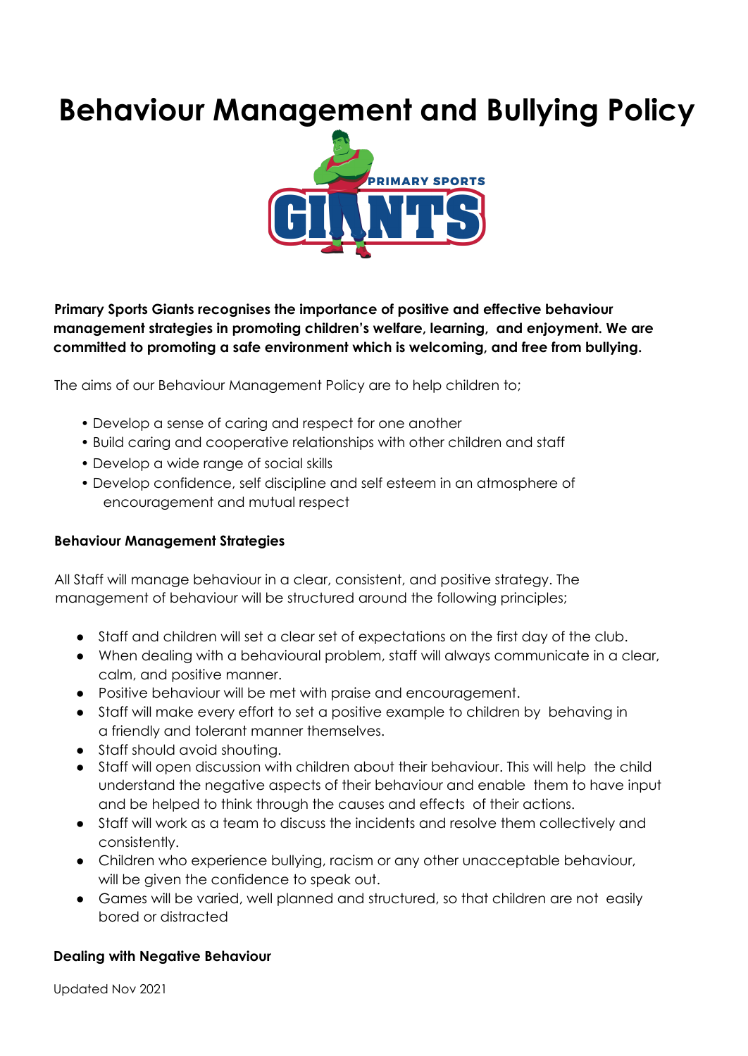# Behaviour Management and Bullying Policy

**Primary Sports Giants recognises the importance of positive and effective behaviour management strategies in promoting children's welfare, learning, and enjoyment. We are committed to promoting a safe environment which is welcoming, and free from bullying.**

The aims of our Behaviour Management Policy are to help children to;

- Develop a sense of caring and respect for one another
- Build caring and cooperative relationships with other children and staff
- Develop a wide range of social skills
- Develop confidence, self discipline and self esteem in an atmosphere of encouragement and mutual respect

### Behaviour Management Strategies

All Staff will manage behaviour in a clear, consistent, and positive strategy. The management of behaviour will be structured around the following principles;

- Staff and children will set a clear set of expectations on the first day of the club.
- When dealing with a behavioural problem, staff will always communicate in a clear, calm, and positive manner.
- Positive behaviour will be met with praise and encouragement.
- Staff will make every effort to set a positive example to children by behaving in a friendly and tolerant manner themselves.
- Staff should avoid shouting.
- Staff will open discussion with children about their behaviour. This will help the child understand the negative aspects of their behaviour and enable them to have input and be helped to think through the causes and effects of their actions.
- Staff will work as a team to discuss the incidents and resolve them collectively and consistently.
- Children who experience bullying, racism or any other unacceptable behaviour, will be given the confidence to speak out.
- Games will be varied, well planned and structured, so that children are not easily bored or distracted

### Dealing with Negative Behaviour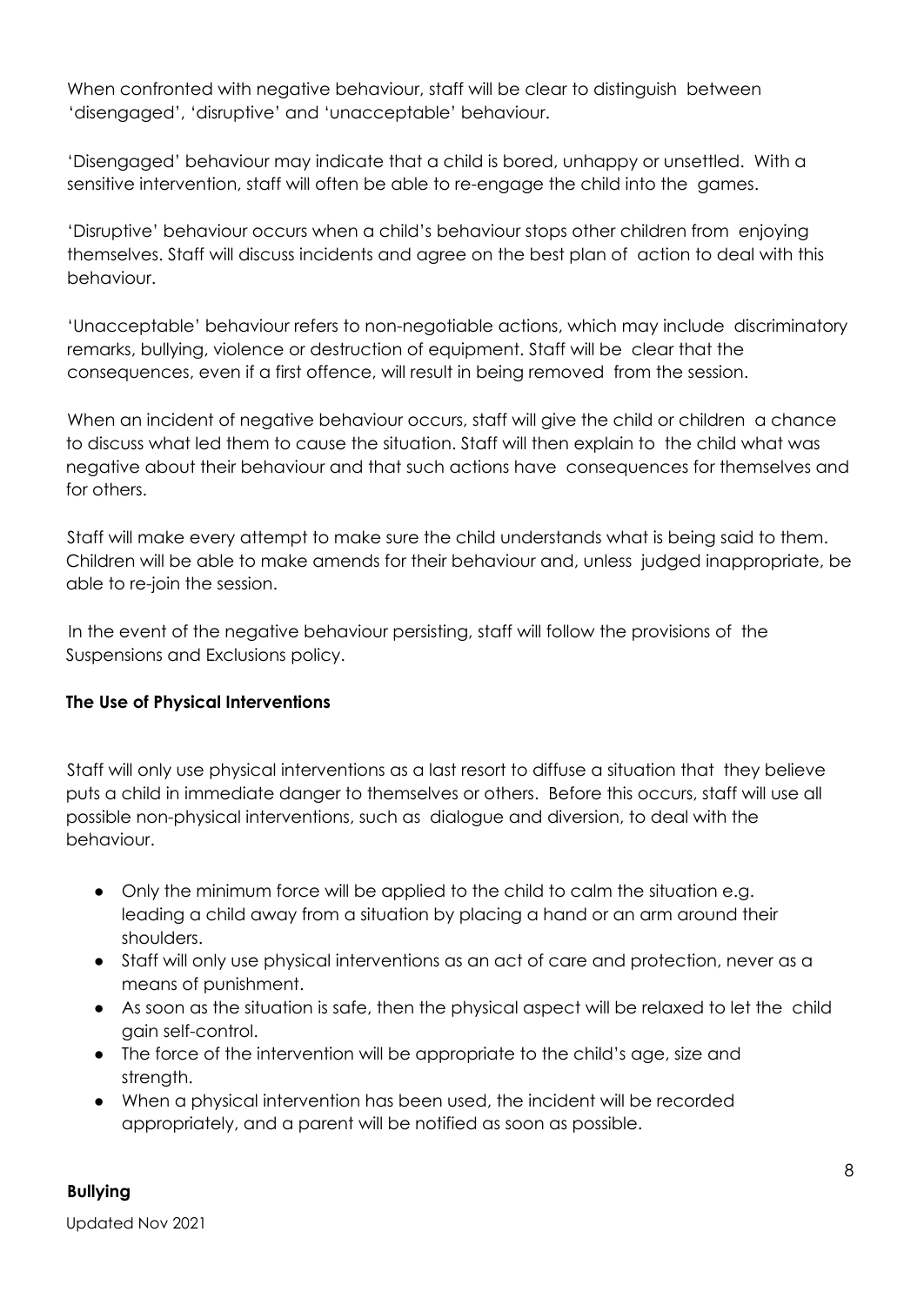When confronted with negative behaviour, staff will be clear to distinguish between 'disengaged', 'disruptive' and 'unacceptable' behaviour.

'Disengaged' behaviour may indicate that a child is bored, unhappy or unsettled. With a sensitive intervention, staff will often be able to re-engage the child into the games.

'Disruptive' behaviour occurs when a child's behaviour stops other children from enjoying themselves. Staff will discuss incidents and agree on the best plan of action to deal with this behaviour.

'Unacceptable' behaviour refers to non-negotiable actions, which may include discriminatory remarks, bullying, violence or destruction of equipment. Staff will be clear that the consequences, even if a first offence, will result in being removed from the session.

When an incident of negative behaviour occurs, staff will give the child or children a chance to discuss what led them to cause the situation. Staff will then explain to the child what was negative about their behaviour and that such actions have consequences for themselves and for others.

Staff will make every attempt to make sure the child understands what is being said to them. Children will be able to make amends for their behaviour and, unless judged inappropriate, be able to re-join the session.

In the event of the negative behaviour persisting, staff will follow the provisions of the Suspensions and Exclusions policy.

**The Use of Physical Interventions**

Staff will only use physical interventions as a last resort to diffuse a situation that they believe puts a child in immediate danger to themselves or others. Before this occurs, staff will use all possible non-physical interventions, such as dialogue and diversion, to deal with the behaviour.

- Only the minimum force will be applied to the child to calm the situation e.g. leading a child away from a situation by placing a hand or an arm around their shoulders.
- Staff will only use physical interventions as an act of care and protection, never as a means of punishment.
- As soon as the situation is safe, then the physical aspect will be relaxed to let the child gain self-control.
- The force of the intervention will be appropriate to the child's age, size and strength.
- When a physical intervention has been used, the incident will be recorded appropriately, and a parent will be notified as soon as possible.

**Bullying**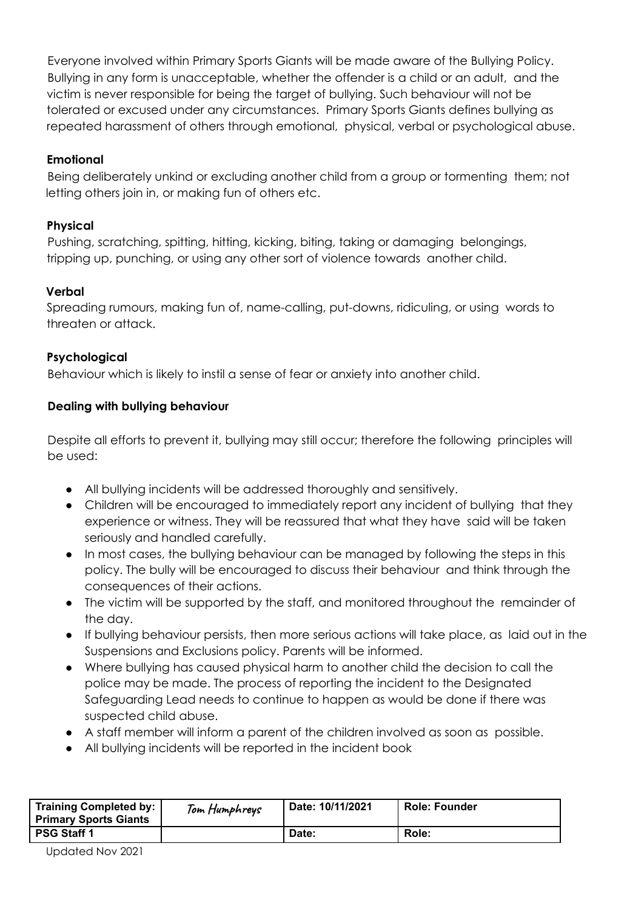Everyone involved within Primary Sports Giants will be made aware of the Bullying Policy. Bullying in any form is unacceptable, whether the offender is a child or an adult, and the victim is never responsible for being the target of bullying. Such behaviour will not be tolerated or excused under any circumstances. Primary Sports Giants defines bullying as repeated harassment of others through emotional, physical, verbal or psychological abuse.

**Emotional**

Being deliberately unkind or excluding another child from a group or tormenting them; not letting others join in, or making fun of others etc.

**Physical**

Pushing, scratching, spitting, hitting, kicking, biting, taking or damaging belongings, tripping up, punching, or using any other sort of violence towards another child.

**Verbal**

Spreading rumours, making fun of, name-calling, put-downs, ridiculing, or using words to threaten or attack.

**Psychological**

Behaviour which is likely to instil a sense of fear or anxiety into another child.

**Dealing with bullying behaviour**

Despite all efforts to prevent it, bullying may still occur; therefore the following principles will be used:

- All bullying incidents will be addressed thoroughly and sensitively.
- Children will be encouraged to immediately report any incident of bullying that they experience or witness. They will be reassured that what they have said will be taken seriously and handled carefully.
- In most cases, the bullying behaviour can be managed by following the steps in this policy. The bully will be encouraged to discuss their behaviour and think through the consequences of their actions.
- The victim will be supported by the staff, and monitored throughout the remainder of the day.
- If bullying behaviour persists, then more serious actions will take place, as laid out in the Suspensions and Exclusions policy. Parents will be informed.
- Where bullying has caused physical harm to another child the decision to call the police may be made. The process of reporting the incident to the Designated Safeguarding Lead needs to continue to happen as would be done if there was suspected child abuse.
- A staff member will inform a parent of the children involved as soon as possible.
- All bullying incidents will be reported in the incident book

| **Training Completed by: Primary Sports Giants** | Tom Humphreys | **Date: 10/11/2021** | **Role: Founder** |
|---|---|---|---|
| **PSG Staff 1** | | **Date:** | **Role:** |

Updated Nov 2021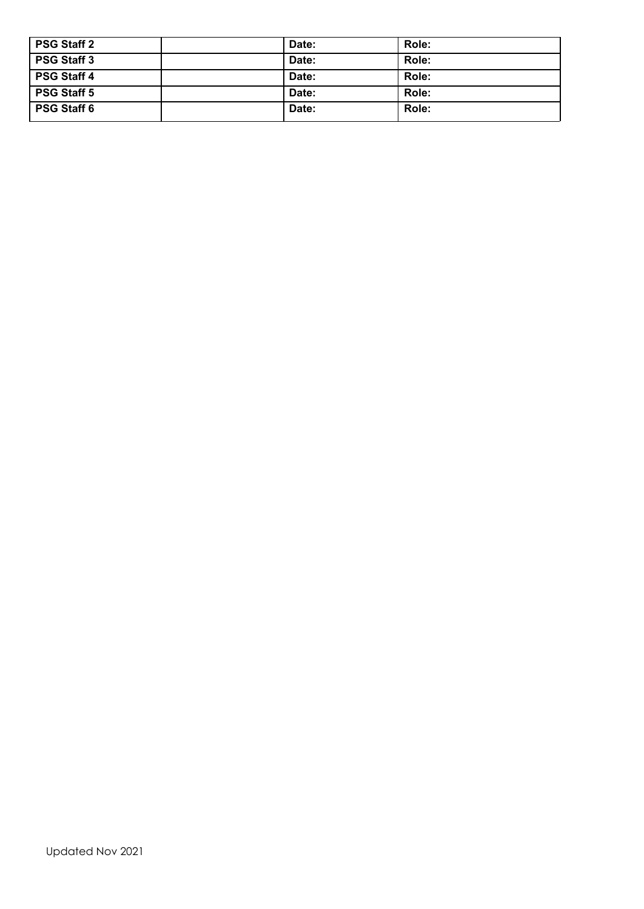| | | | |
|---|---|---|---|
| **PSG Staff 2** | | **Date:** | **Role:** |
| **PSG Staff 3** | | **Date:** | **Role:** |
| **PSG Staff 4** | | **Date:** | **Role:** |
| **PSG Staff 5** | | **Date:** | **Role:** |
| **PSG Staff 6** | | **Date:** | **Role:** |

Updated Nov 2021